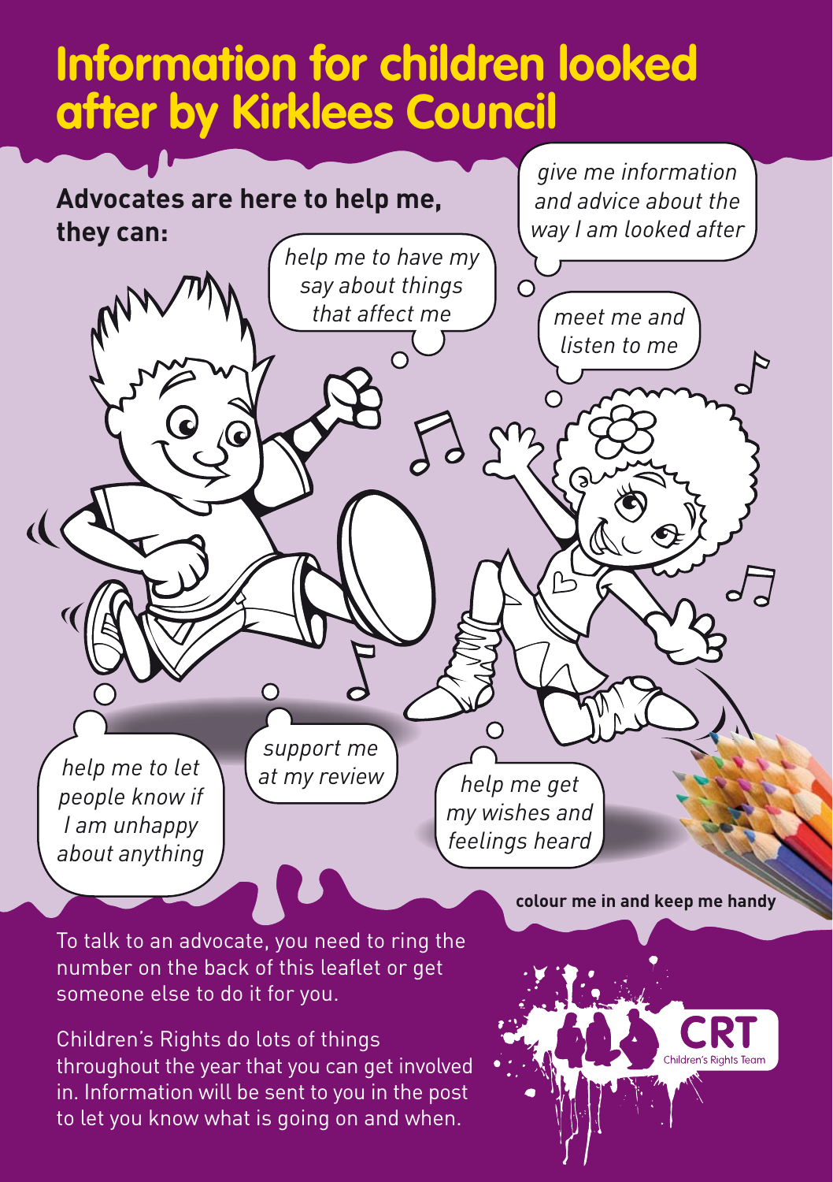# Information for children looked after by Kirklees Council

**Advocates are here to help me, they can:**

- *help me to have my say about things that affect me*
- *give me information and advice about the way I am looked after*
- *meet me and listen to me*
- *help me to let people know if I am unhappy about anything*
- *support me at my review*
- *help me get my wishes and feelings heard*

**colour me in and keep me handy**

To talk to an advocate, you need to ring the number on the back of this leaflet or get someone else to do it for you.

Children's Rights do lots of things throughout the year that you can get involved in. Information will be sent to you in the post to let you know what is going on and when.

CRT
Children's Rights Team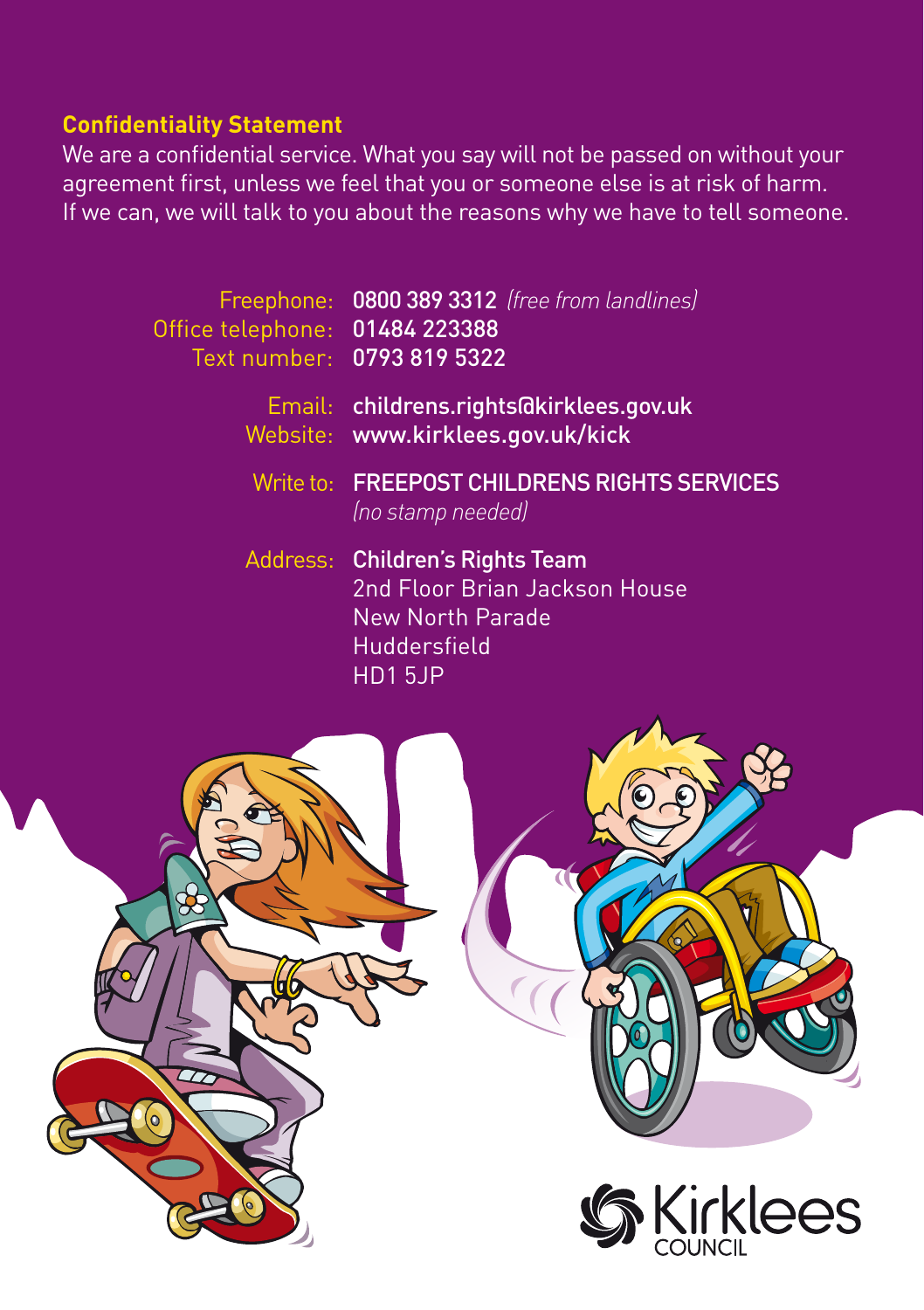## Confidentiality Statement

We are a confidential service. What you say will not be passed on without your agreement first, unless we feel that you or someone else is at risk of harm. If we can, we will talk to you about the reasons why we have to tell someone.

Freephone: 0800 389 3312 *(free from landlines)*
Office telephone: 01484 223388
Text number: 0793 819 5322

Email: childrens.rights@kirklees.gov.uk
Website: www.kirklees.gov.uk/kick

Write to: FREEPOST CHILDRENS RIGHTS SERVICES
*(no stamp needed)*

Address: Children's Rights Team
2nd Floor Brian Jackson House
New North Parade
Huddersfield
HD1 5JP

Kirklees COUNCIL